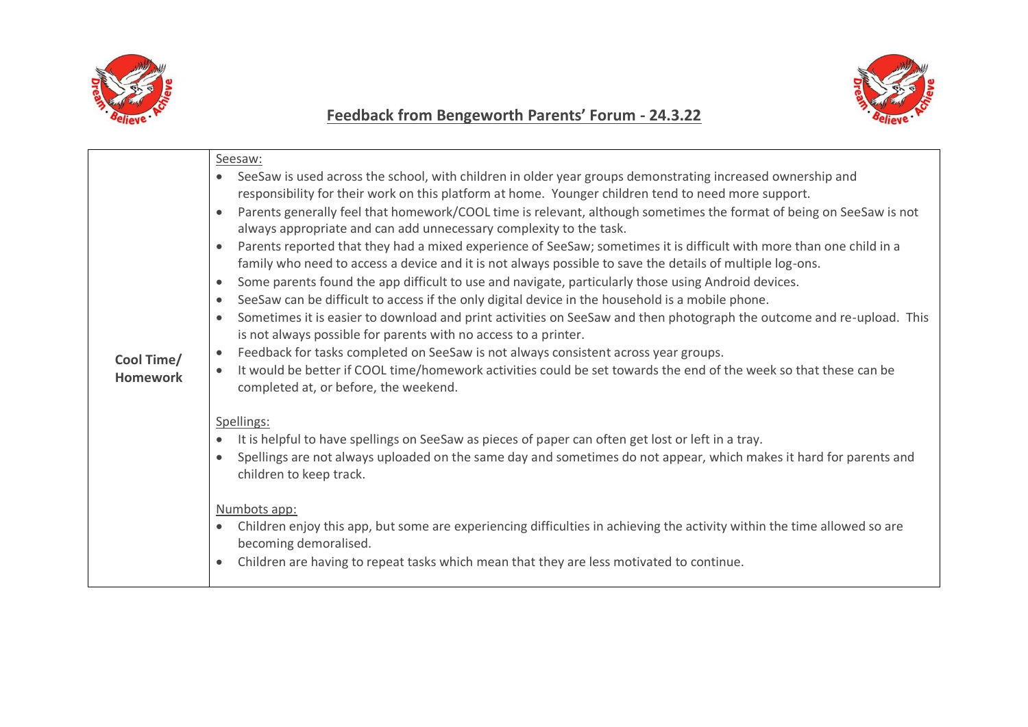# Feedback from Bengeworth Parents' Forum - 24.3.22

| | |
|---|---|
| **Cool Time/ Homework** | Seesaw:<br>• SeeSaw is used across the school, with children in older year groups demonstrating increased ownership and responsibility for their work on this platform at home. Younger children tend to need more support.<br>• Parents generally feel that homework/COOL time is relevant, although sometimes the format of being on SeeSaw is not always appropriate and can add unnecessary complexity to the task.<br>• Parents reported that they had a mixed experience of SeeSaw; sometimes it is difficult with more than one child in a family who need to access a device and it is not always possible to save the details of multiple log-ons.<br>• Some parents found the app difficult to use and navigate, particularly those using Android devices.<br>• SeeSaw can be difficult to access if the only digital device in the household is a mobile phone.<br>• Sometimes it is easier to download and print activities on SeeSaw and then photograph the outcome and re-upload. This is not always possible for parents with no access to a printer.<br>• Feedback for tasks completed on SeeSaw is not always consistent across year groups.<br>• It would be better if COOL time/homework activities could be set towards the end of the week so that these can be completed at, or before, the weekend.<br><br>Spellings:<br>• It is helpful to have spellings on SeeSaw as pieces of paper can often get lost or left in a tray.<br>• Spellings are not always uploaded on the same day and sometimes do not appear, which makes it hard for parents and children to keep track.<br><br>Numbots app:<br>• Children enjoy this app, but some are experiencing difficulties in achieving the activity within the time allowed so are becoming demoralised.<br>• Children are having to repeat tasks which mean that they are less motivated to continue. |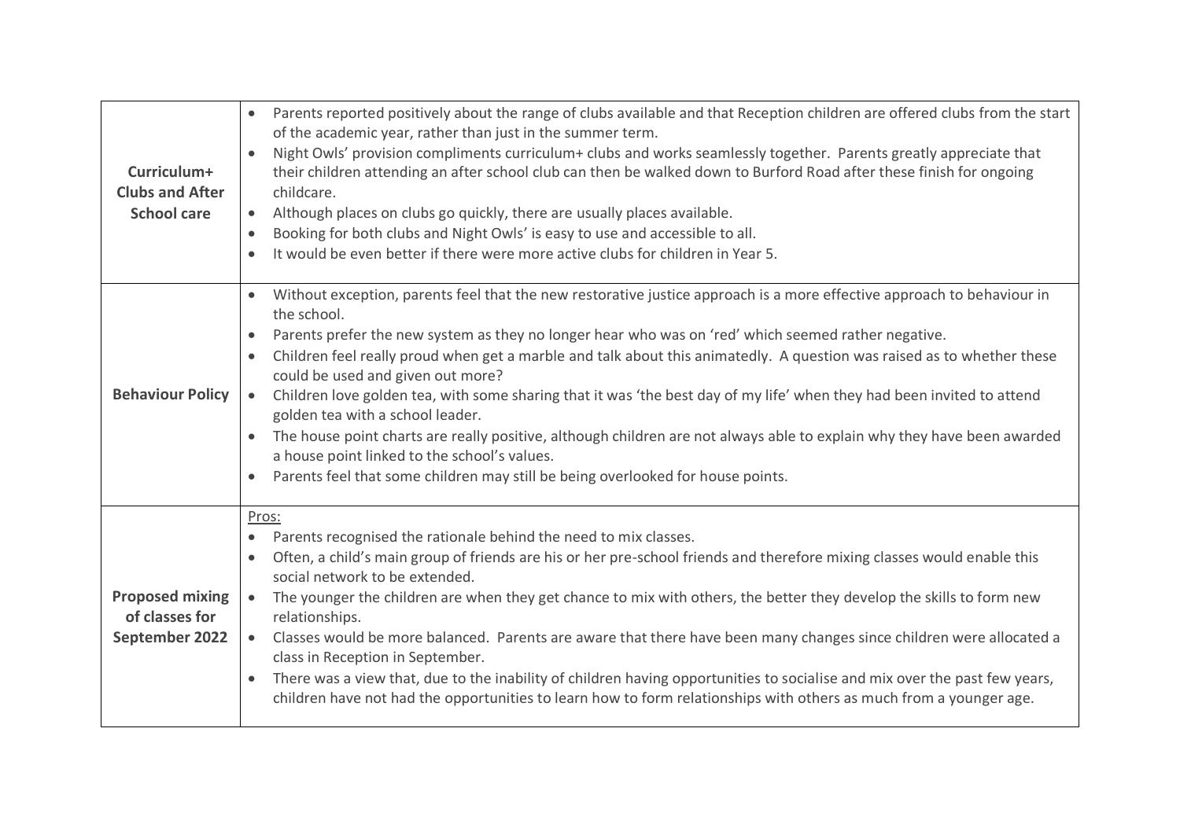| | |
|---|---|
| **Curriculum+ Clubs and After School care** | • Parents reported positively about the range of clubs available and that Reception children are offered clubs from the start of the academic year, rather than just in the summer term.<br>• Night Owls' provision compliments curriculum+ clubs and works seamlessly together. Parents greatly appreciate that their children attending an after school club can then be walked down to Burford Road after these finish for ongoing childcare.<br>• Although places on clubs go quickly, there are usually places available.<br>• Booking for both clubs and Night Owls' is easy to use and accessible to all.<br>• It would be even better if there were more active clubs for children in Year 5. |
| **Behaviour Policy** | • Without exception, parents feel that the new restorative justice approach is a more effective approach to behaviour in the school.<br>• Parents prefer the new system as they no longer hear who was on 'red' which seemed rather negative.<br>• Children feel really proud when get a marble and talk about this animatedly. A question was raised as to whether these could be used and given out more?<br>• Children love golden tea, with some sharing that it was 'the best day of my life' when they had been invited to attend golden tea with a school leader.<br>• The house point charts are really positive, although children are not always able to explain why they have been awarded a house point linked to the school's values.<br>• Parents feel that some children may still be being overlooked for house points. |
| **Proposed mixing of classes for September 2022** | Pros:<br>• Parents recognised the rationale behind the need to mix classes.<br>• Often, a child's main group of friends are his or her pre-school friends and therefore mixing classes would enable this social network to be extended.<br>• The younger the children are when they get chance to mix with others, the better they develop the skills to form new relationships.<br>• Classes would be more balanced. Parents are aware that there have been many changes since children were allocated a class in Reception in September.<br>• There was a view that, due to the inability of children having opportunities to socialise and mix over the past few years, children have not had the opportunities to learn how to form relationships with others as much from a younger age. |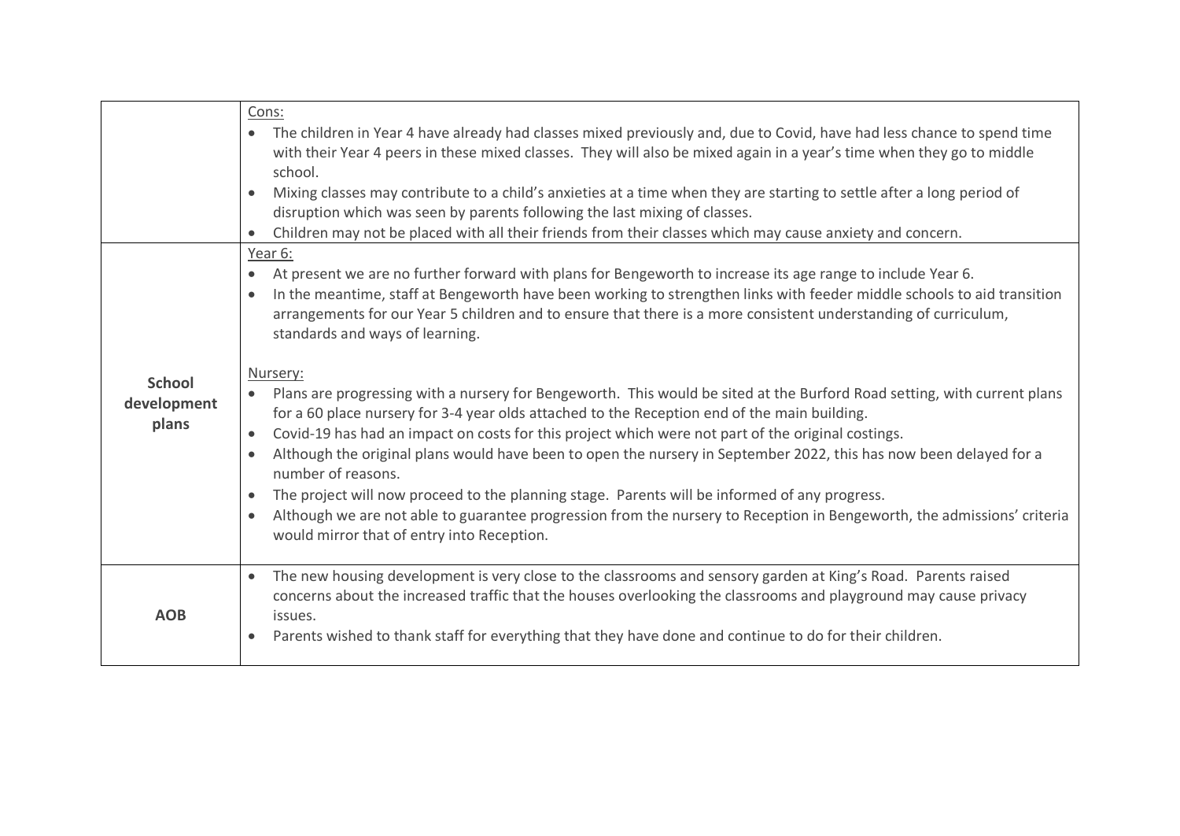| | |
|---|---|
| | Cons:<br>• The children in Year 4 have already had classes mixed previously and, due to Covid, have had less chance to spend time with their Year 4 peers in these mixed classes. They will also be mixed again in a year's time when they go to middle school.<br>• Mixing classes may contribute to a child's anxieties at a time when they are starting to settle after a long period of disruption which was seen by parents following the last mixing of classes.<br>• Children may not be placed with all their friends from their classes which may cause anxiety and concern. |
| **School development plans** | Year 6:<br>• At present we are no further forward with plans for Bengeworth to increase its age range to include Year 6.<br>• In the meantime, staff at Bengeworth have been working to strengthen links with feeder middle schools to aid transition arrangements for our Year 5 children and to ensure that there is a more consistent understanding of curriculum, standards and ways of learning.<br><br>Nursery:<br>• Plans are progressing with a nursery for Bengeworth. This would be sited at the Burford Road setting, with current plans for a 60 place nursery for 3-4 year olds attached to the Reception end of the main building.<br>• Covid-19 has had an impact on costs for this project which were not part of the original costings.<br>• Although the original plans would have been to open the nursery in September 2022, this has now been delayed for a number of reasons.<br>• The project will now proceed to the planning stage. Parents will be informed of any progress.<br>• Although we are not able to guarantee progression from the nursery to Reception in Bengeworth, the admissions' criteria would mirror that of entry into Reception. |
| **AOB** | • The new housing development is very close to the classrooms and sensory garden at King's Road. Parents raised concerns about the increased traffic that the houses overlooking the classrooms and playground may cause privacy issues.<br>• Parents wished to thank staff for everything that they have done and continue to do for their children. |